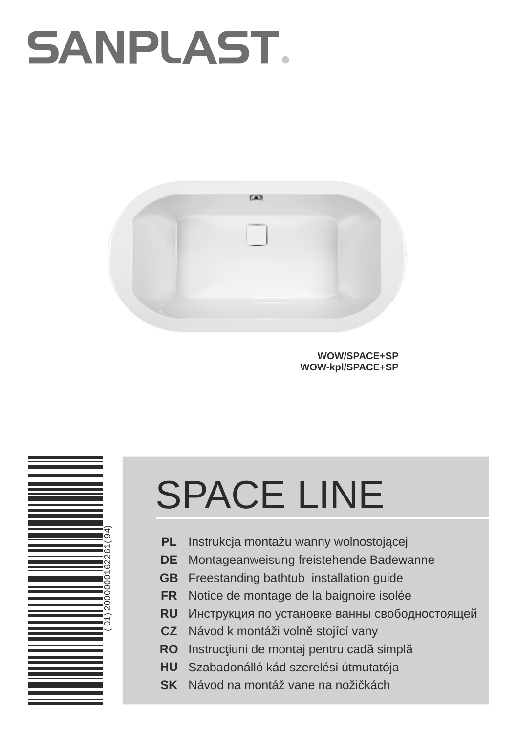# SANPLAST.

**WOW/SPACE+SP**
**WOW-kpl/SPACE+SP**

( 01) 2000000162261( 94)

## SPACE LINE

| | |
|---|---|
| **PL** | Instrukcja montażu wanny wolnostojącej |
| **DE** | Montageanweisung freistehende Badewanne |
| **GB** | Freestanding bathtub installation guide |
| **FR** | Notice de montage de la baignoire isolée |
| **RU** | Инструкция по установке ванны свободностоящей |
| **CZ** | Návod k montáži volně stojící vany |
| **RO** | Instrucţiuni de montaj pentru cadă simplă |
| **HU** | Szabadonálló kád szerelési útmutatója |
| **SK** | Návod na montáž vane na nožičkách |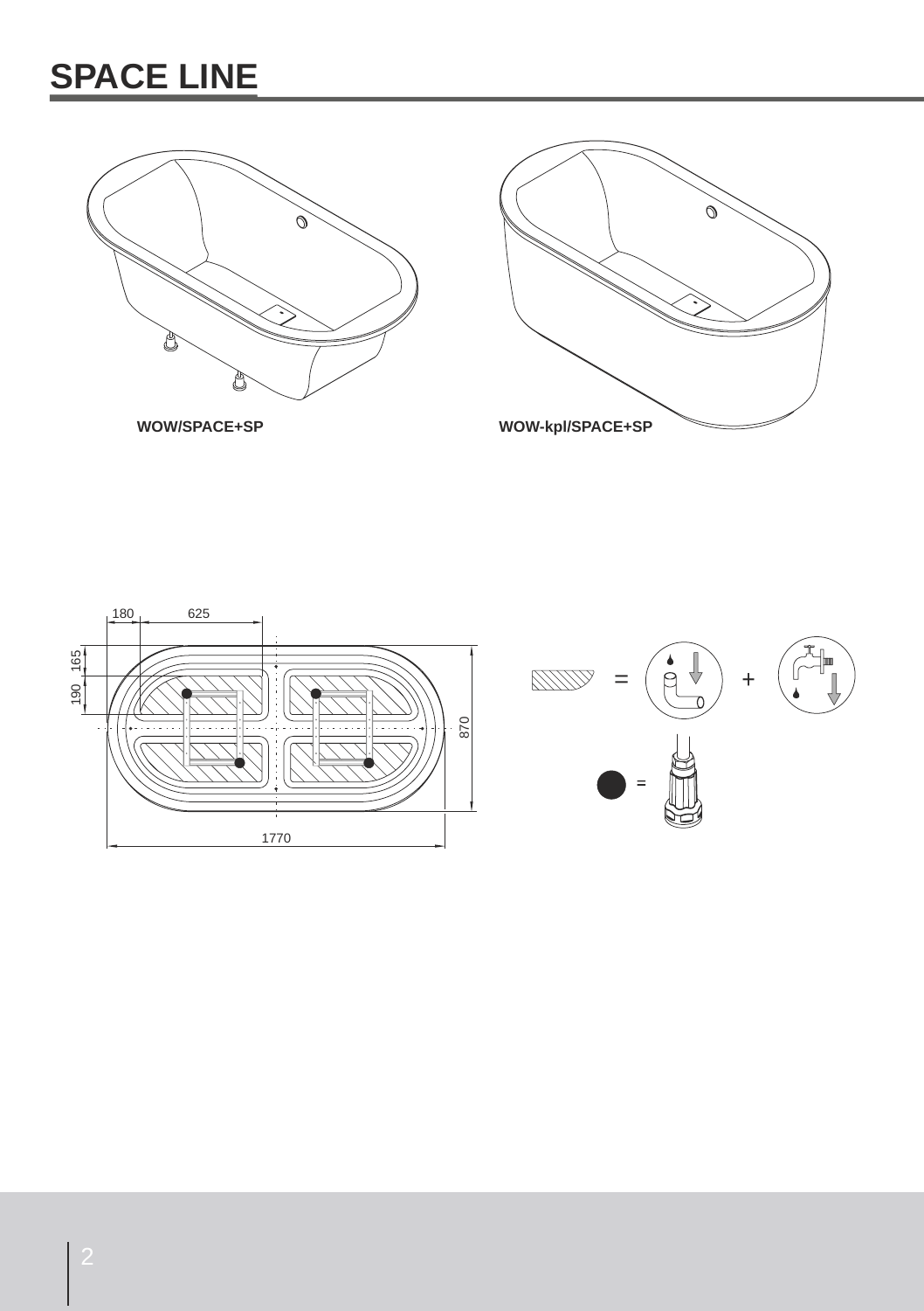# SPACE LINE

**WOW/SPACE+SP**

**WOW-kpl/SPACE+SP**

180

625

165

190

870

1770

=

+

=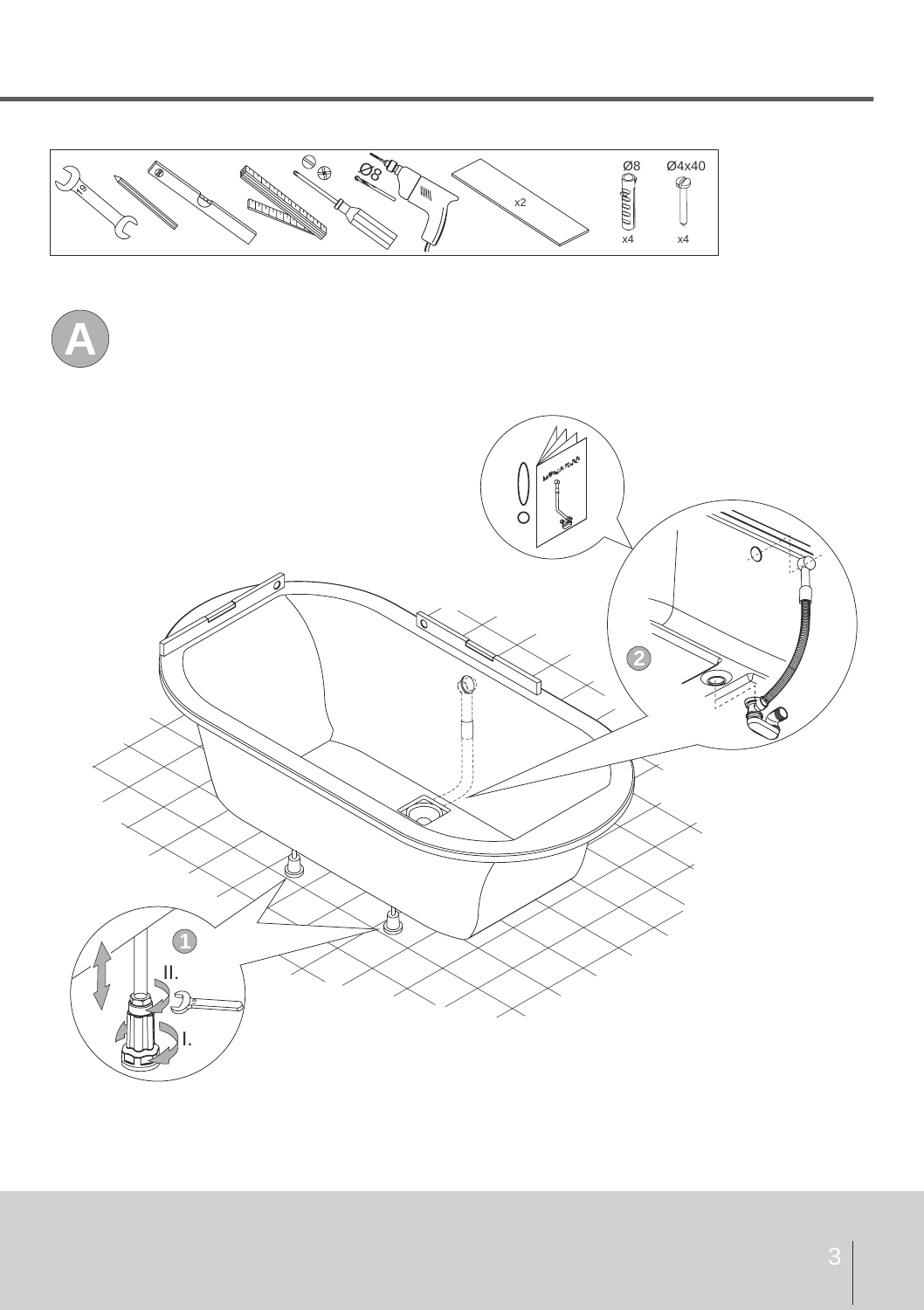Ø8

x2

Ø8

Ø4x40

x4

x4

A

2

1

II.

I.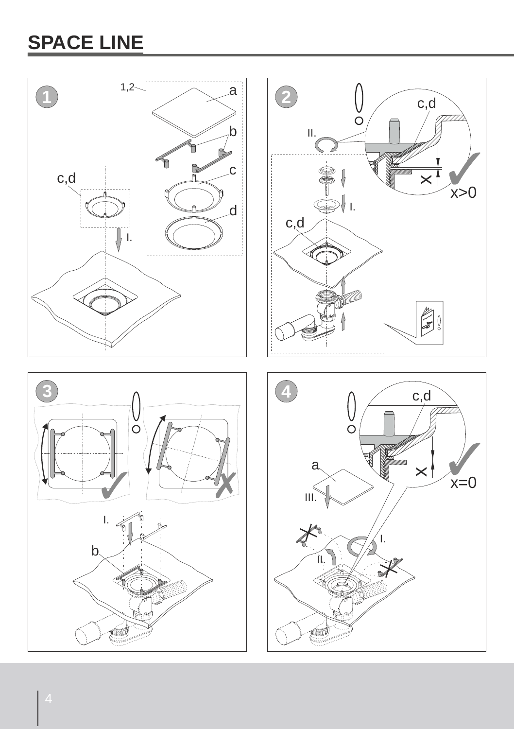# SPACE LINE

1

1,2

a

b

c

d

c,d

I.

2

II.

c,d

I.

c,d

x>0

3

I.

b

4

c,d

a

III.

I.

II.

x=0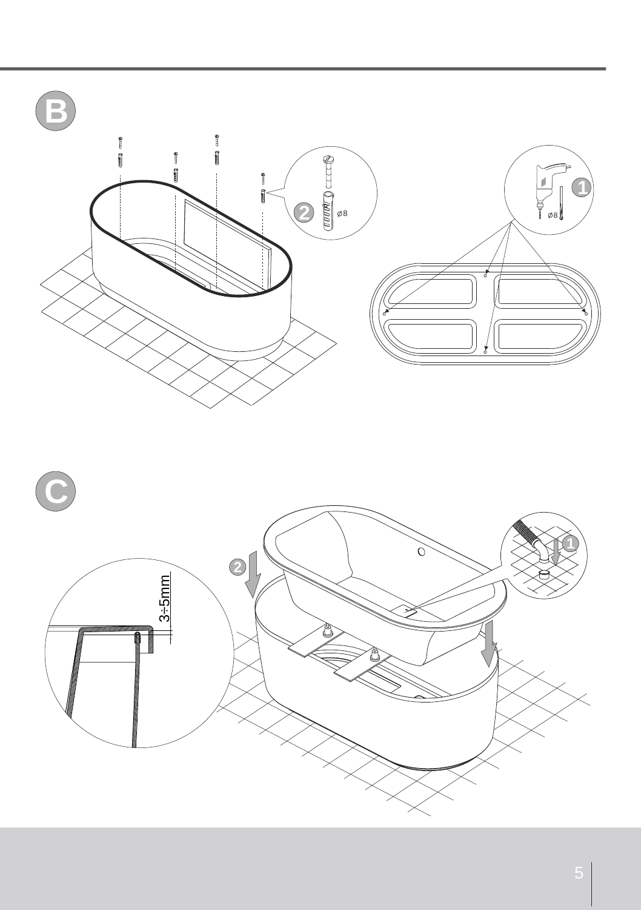B

2

Ø8

1

Ø8

C

3÷5mm

2

1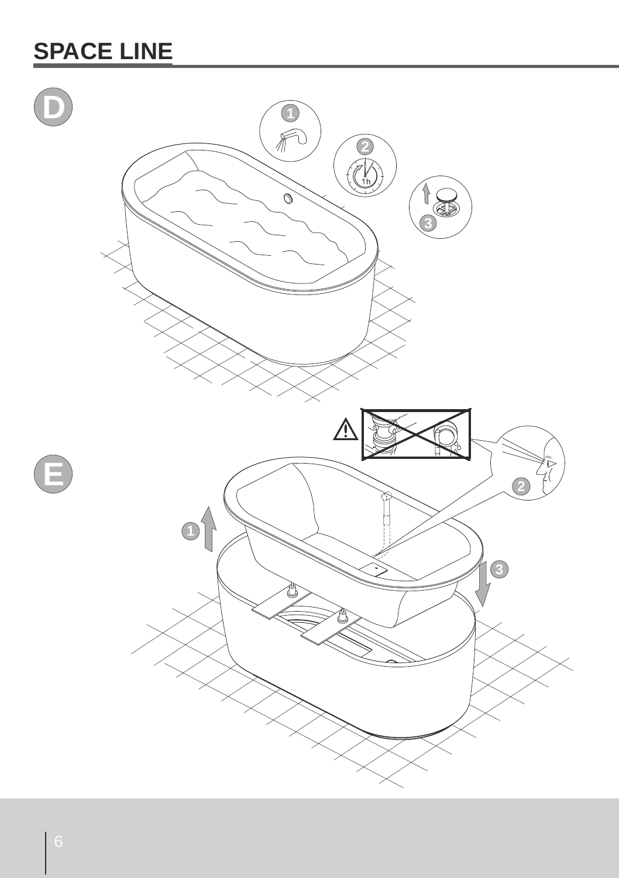# SPACE LINE

D

E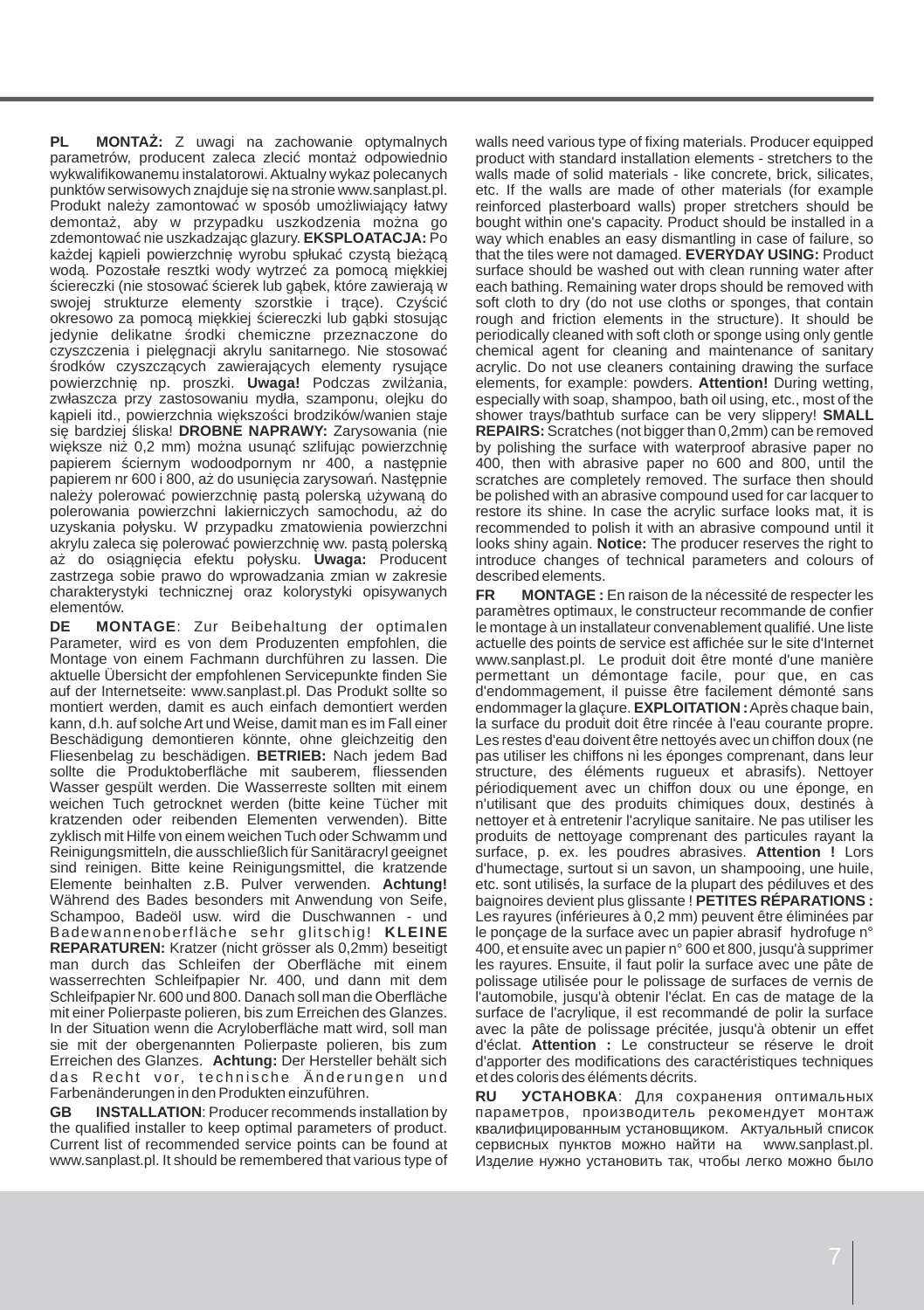**PL MONTAŻ:** Z uwagi na zachowanie optymalnych parametrów, producent zaleca zlecić montaż odpowiednio wykwalifikowanemu instalatorowi. Aktualny wykaz polecanych punktów serwisowych znajduje się na stronie www.sanplast.pl. Produkt należy zamontować w sposób umożliwiający łatwy demontaż, aby w przypadku uszkodzenia można go zdemontować nie uszkadzając glazury. **EKSPLOATACJA:** Po każdej kąpieli powierzchnię wyrobu spłukać czystą bieżącą wodą. Pozostałe resztki wody wytrzeć za pomocą miękkiej ściereczki (nie stosować ścierek lub gąbek, które zawierają w swojej strukturze elementy szorstkie i trące). Czyścić okresowo za pomocą miękkiej ściereczki lub gąbki stosując jedynie delikatne środki chemiczne przeznaczone do czyszczenia i pielęgnacji akrylu sanitarnego. Nie stosować środków czyszczących zawierających elementy rysujące powierzchnię np. proszki. **Uwaga!** Podczas zwilżania, zwłaszcza przy zastosowaniu mydła, szamponu, olejku do kąpieli itd., powierzchnia większości brodzików/wanien staje się bardziej śliska! **DROBNE NAPRAWY:** Zarysowania (nie większe niż 0,2 mm) można usunąć szlifując powierzchnię papierem ściernym wodoodpornym nr 400, a następnie papierem nr 600 i 800, aż do usunięcia zarysowań. Następnie należy polerować powierzchnię pastą polerską używaną do polerowania powierzchni lakierniczych samochodu, aż do uzyskania połysku. W przypadku zmatowienia powierzchni akrylu zaleca się polerować powierzchnię ww. pastą polerską aż do osiągnięcia efektu połysku. **Uwaga:** Producent zastrzega sobie prawo do wprowadzania zmian w zakresie charakterystyki technicznej oraz kolorystyki opisywanych elementów.

**DE MONTAGE**: Zur Beibehaltung der optimalen Parameter, wird es von dem Produzenten empfohlen, die Montage von einem Fachmann durchführen zu lassen. Die aktuelle Übersicht der empfohlenen Servicepunkte finden Sie auf der Internetseite: www.sanplast.pl. Das Produkt sollte so montiert werden, damit es auch einfach demontiert werden kann, d.h. auf solche Art und Weise, damit man es im Fall einer Beschädigung demontieren könnte, ohne gleichzeitig den Fliesenbelag zu beschädigen. **BETRIEB:** Nach jedem Bad sollte die Produktoberfläche mit sauberem, fliessenden Wasser gespült werden. Die Wasserreste sollten mit einem weichen Tuch getrocknet werden (bitte keine Tücher mit kratzenden oder reibenden Elementen verwenden). Bitte zyklisch mit Hilfe von einem weichen Tuch oder Schwamm und Reinigungsmitteln, die ausschließlich für Sanitäracryl geeignet sind reinigen. Bitte keine Reinigungsmittel, die kratzende Elemente beinhalten z.B. Pulver verwenden. **Achtung!** Während des Bades besonders mit Anwendung von Seife, Schampoo, Badeöl usw. wird die Duschwannen - und Badewannenoberfläche sehr glitschig! **KLEINE REPARATUREN:** Kratzer (nicht grösser als 0,2mm) beseitigt man durch das Schleifen der Oberfläche mit einem wasserrechten Schleifpapier Nr. 400, und dann mit dem Schleifpapier Nr. 600 und 800. Danach soll man die Oberfläche mit einer Polierpaste polieren, bis zum Erreichen des Glanzes. In der Situation wenn die Acryloberfläche matt wird, soll man sie mit der obergenannten Polierpaste polieren, bis zum Erreichen des Glanzes. **Achtung:** Der Hersteller behält sich das Recht vor, technische Änderungen und Farbenänderungen in den Produkten einzuführen.

**GB INSTALLATION**: Producer recommends installation by the qualified installer to keep optimal parameters of product. Current list of recommended service points can be found at www.sanplast.pl. It should be remembered that various type of walls need various type of fixing materials. Producer equipped product with standard installation elements - stretchers to the walls made of solid materials - like concrete, brick, silicates, etc. If the walls are made of other materials (for example reinforced plasterboard walls) proper stretchers should be bought within one's capacity. Product should be installed in a way which enables an easy dismantling in case of failure, so that the tiles were not damaged. **EVERYDAY USING:** Product surface should be washed out with clean running water after each bathing. Remaining water drops should be removed with soft cloth to dry (do not use cloths or sponges, that contain rough and friction elements in the structure). It should be periodically cleaned with soft cloth or sponge using only gentle chemical agent for cleaning and maintenance of sanitary acrylic. Do not use cleaners containing drawing the surface elements, for example: powders. **Attention!** During wetting, especially with soap, shampoo, bath oil using, etc., most of the shower trays/bathtub surface can be very slippery! **SMALL REPAIRS:** Scratches (not bigger than 0,2mm) can be removed by polishing the surface with waterproof abrasive paper no 400, then with abrasive paper no 600 and 800, until the scratches are completely removed. The surface then should be polished with an abrasive compound used for car lacquer to restore its shine. In case the acrylic surface looks mat, it is recommended to polish it with an abrasive compound until it looks shiny again. **Notice:** The producer reserves the right to introduce changes of technical parameters and colours of described elements.

**FR MONTAGE :** En raison de la nécessité de respecter les paramètres optimaux, le constructeur recommande de confier le montage à un installateur convenablement qualifié. Une liste actuelle des points de service est affichée sur le site d'Internet www.sanplast.pl. Le produit doit être monté d'une manière permettant un démontage facile, pour que, en cas d'endommagement, il puisse être facilement démonté sans endommager la glaçure. **EXPLOITATION :** Après chaque bain, la surface du produit doit être rincée à l'eau courante propre. Les restes d'eau doivent être nettoyés avec un chiffon doux (ne pas utiliser les chiffons ni les éponges comprenant, dans leur structure, des éléments rugueux et abrasifs). Nettoyer périodiquement avec un chiffon doux ou une éponge, en n'utilisant que des produits chimiques doux, destinés à nettoyer et à entretenir l'acrylique sanitaire. Ne pas utiliser les produits de nettoyage comprenant des particules rayant la surface, p. ex. les poudres abrasives. **Attention !** Lors d'humectage, surtout si un savon, un shampooing, une huile, etc. sont utilisés, la surface de la plupart des pédiluves et des baignoires devient plus glissante ! **PETITES RÉPARATIONS :** Les rayures (inférieures à 0,2 mm) peuvent être éliminées par le ponçage de la surface avec un papier abrasif hydrofuge n° 400, et ensuite avec un papier n° 600 et 800, jusqu'à supprimer les rayures. Ensuite, il faut polir la surface avec une pâte de polissage utilisée pour le polissage de surfaces de vernis de l'automobile, jusqu'à obtenir l'éclat. En cas de matage de la surface de l'acrylique, il est recommandé de polir la surface avec la pâte de polissage précitée, jusqu'à obtenir un effet d'éclat. **Attention :** Le constructeur se réserve le droit d'apporter des modifications des caractéristiques techniques et des coloris des éléments décrits.

**RU УСТАНОВКА**: Для сохранения оптимальных параметров, производитель рекомендует монтаж квалифицированным установщиком. Актуальный список сервисных пунктов можно найти на www.sanplast.pl. Изделие нужно установить так, чтобы легко можно было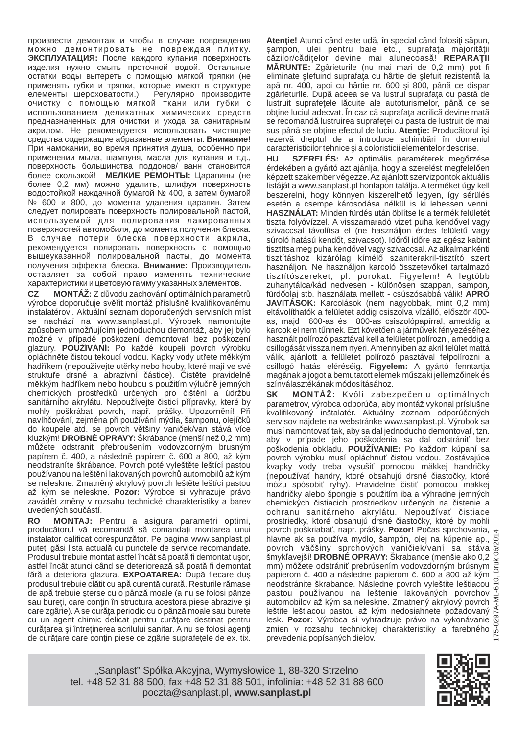произвести демонтаж и чтобы в случае повреждения можно демонтировать не повреждая плитку. **ЭКСПЛУАТАЦИЯ:** После каждого купания поверхность изделия нужно смыть проточной водой. Остальные остатки воды вытереть с помощью мягкой тряпки (не применять губки и тряпки, которые имеют в структуре элементы шероховатости.) Регулярно производите очистку с помощью мягкой ткани или губки с использованием деликатных химических средств предназначенных для очистки и ухода за санитарным акрилом. Не рекомендуется использовать чистящие средства содержащие абразивные элементы. **Внимание!** При намокании, во время принятия душа, особенно при применении мыла, шампуня, масла для купания и т.д., поверхность большинства поддонов/ ванн становится более скользкой! **МЕЛКИЕ РЕМОНТЫ:** Царапины (не более 0,2 мм) можно удалить, шлифуя поверхность водостойкой наждачной бумагой № 400, а затем бумагой № 600 и 800, до момента удаления царапин. Затем следует полировать поверхность полировальной пастой, используемой для полирования лакированных поверхностей автомобиля, до момента получения блеска. В случае потери блеска поверхности акрила, рекомендуется полировать поверхность с помощью вышеуказанной полировальной пасты, до момента получения эффекта блеска. **Внимание:** Производитель оставляет за собой право изменять технические характеристики и цветовую гамму указанных элементов.

**CZ MONTÁŽ:** Z důvodu zachování optimálních parametrů výrobce doporučuje svěřit montáž příslušně kvalifikovanému instalatérovi. Aktuální seznam doporučených servisních míst se nachází na www.sanplast.pl. Výrobek namontujte způsobem umožňujícím jednoduchou demontáž, aby jej bylo možné v případě poškození demontovat bez poškození glazury. **POUŽÍVÁNÍ:** Po každé koupeli povrch výrobku opláchněte čistou tekoucí vodou. Kapky vody utřete měkkým hadříkem (nepoužívejte utěrky nebo houby, které mají ve své struktuře drsné a abrazivní částice). Čistěte pravidelně měkkým hadříkem nebo houbou s použitím výlučně jemných chemických prostředků určených pro čištění a údržbu sanitárního akrylátu. Nepoužívejte čisticí přípravky, které by mohly poškrábat povrch, např. prášky. Upozornění! Při navlhčování, zejména při používání mýdla, šamponu, olejíčků do koupele atd. se povrch většiny vaniček/van stává více kluzkým! **DROBNÉ OPRAVY:** Škrábance (menší než 0,2 mm) můžete odstranit přebroušením vodovzdorným brusným papírem č. 400, a následně papírem č. 600 a 800, až kým neodstraníte škrábance. Povrch poté vyleštěte lešticí pastou používanou na leštění lakovaných povrchů automobilů až kým se neleskne. Zmatněný akrylový povrch leštěte lešticí pastou až kým se neleskne. **Pozor:** Výrobce si vyhrazuje právo zavádět změny v rozsahu technické charakteristiky a barev uvedených součástí.

**RO MONTAJ:** Pentru a asigura parametri optimi, producătorul vă recomandă să comandaţi montarea unui instalator calificat corespunzător. Pe pagina www.sanplast.pl puteţi găsi lista actuală cu punctele de service recomandate. Produsul trebuie montat astfel încât să poată fi demontat uşor, astfel încât atunci când se deteriorează să poată fi demontat fără a deteriora glazura. **EXPOATAREA:** După fiecare duş produsul trebuie clătit cu apă curentă curată. Resturile rămase de apă trebuie şterse cu o pânză moale (a nu se folosi pânze sau bureţi, care conţin în structura acestora piese abrazive şi care zgârie). A se curăţa periodic cu o pânză moale sau burete cu un agent chimic delicat pentru curăţare destinat pentru curăţarea şi întreţinerea acrilului sanitar. A nu se folosi agenţi de curăţare care conţin piese ce zgârie suprafeţele de ex. tix. **Atenţie!** Atunci când este udă, în special când folosiţi săpun, şampon, ulei pentru baie etc., suprafaţa majorităţii căzilor/cădiţelor devine mai alunecoasă! **REPARAŢII MĂRUNTE:** Zgârieturile (nu mai mari de 0,2 mm) pot fi eliminate şlefuind suprafaţa cu hârtie de şlefuit rezistentă la apă nr. 400, apoi cu hârtie nr. 600 şi 800, până ce dispar zgârieturile. După aceea se va lustrui suprafaţa cu pastă de lustruit suprafeţele lăcuite ale autoturismelor, până ce se obţine luciul adecvat. În caz că suprafaţa acrilică devine mată se recomandă lustruirea suprafeţei cu pasta de lustruit de mai sus până se obţine efectul de luciu. **Atenţie:** Producătorul îşi rezervă dreptul de a introduce schimbări în domeniul caracteristicilor tehnice şi a coloristicii elementelor descrise.

**HU SZERELÉS:** Az optimális paraméterek megőrzése érdekében a gyártó azt ajánlja, hogy a szerelést megfelelően képzett szakember végezze. Az ajánlott szervizpontok aktuális listáját a www.sanplast.pl honlapon találja. A terméket úgy kell beszerelni, hogy könnyen kiszerelhető legyen, így sérülés esetén a csempe károsodása nélkül is ki lehessen venni. **HASZNÁLAT:** Minden fürdés után öblítse le a termék felületét tiszta folyóvízzel. A visszamaradó vizet puha kendővel vagy szivaccsal távolítsa el (ne használjon érdes felületű vagy súroló hatású kendőt, szivacsot). Időről időre az egész kabint tisztítsa meg puha kendővel vagy szivaccsal. Az alkalmankénti tisztításhoz kizárólag kímélő szaniterakril-tisztító szert használjon. Ne használjon karcoló összetevőket tartalmazó tisztítószereket, pl. porokat. Figyelem! A legtöbb zuhanytálca/kád nedvesen - különösen szappan, sampon, fürdőolaj stb. használata mellett - csúszósabbá válik! **APRÓ JAVITÁSOK:** Karcolások (nem nagyobbak, mint 0,2 mm) eltávolíthatók a felületet addig csiszolva vízálló, először 400-as, majd 600-as és 800-as csiszolópapírral, ameddig a karcok el nem tűnnek. Ezt követően a járművek fényezéséhez használt polírozó pasztával kell a felületet polírozni, ameddig a csillogását vissza nem nyeri. Amennyiben az akril felület mattá válik, ajánlott a felületet polírozó pasztával felpolírozni a csillogó hatás eléréséig. **Figyelem:** A gyártó fenntartja magának a jogot a bemutatott elemek műszaki jellemzőinek és színválasztékának módosításához.

**SK MONTÁŽ:** Kvôli zabezpečeniu optimálnych parametrov, výrobca odporúča, aby montáž vykonal príslušne kvalifikovaný inštalatér. Aktuálny zoznam odporúčaných servisov nájdete na webstránke www.sanplast.pl. Výrobok sa musí namontovať tak, aby sa dal jednoducho demontovať, tzn. aby v prípade jeho poškodenia sa dal odstrániť bez poškodenia obkladu. **POUŽÍVANIE:** Po každom kúpaní sa povrch výrobku musí opláchnuť čistou vodou. Zostávajúce kvapky vody treba vysušiť pomocou mäkkej handričky (nepoužívať handry, ktoré obsahujú drsné čiastočky, ktoré môžu spôsobiť ryhy). Pravidelne čistiť pomocou mäkkej handričky alebo špongie s použitím iba a výhradne jemných chemických čistiacich prostriedkov určených na čistenie a ochranu sanitárneho akrylátu. Nepoužívať čistiace prostriedky, ktoré obsahujú drsné čiastočky, ktoré by mohli povrch poškriabať, napr. prášky. **Pozor!** Počas sprchovania, hlavne ak sa používa mydlo, šampón, olej na kúpenie ap., povrch väčšiny sprchových vaničiek/vaní sa stáva šmykľavejší! **DROBNÉ OPRAVY:** Škrabance (menšie ako 0,2 mm) môžete odstrániť prebrúsením vodovzdorným brúsnym papierom č. 400 a následne papierom č. 600 a 800 až kým neodstránite škrabance. Následne povrch vyleštite leštiacou pastou používanou na leštenie lakovaných povrchov automobilov až kým sa neleskne. Zmatnený akrylový povrch leštite leštiacou pastou až kým nedosiahnete požadovaný lesk. **Pozor.** Výrobca si vyhradzuje právo na vykonávanie zmien v rozsahu technickej charakteristiky a farebného prevedenia popísaných dielov.

175-0297A-ML-610, Druk 06/2014

„Sanplast" Spółka Akcyjna, Wymysłowice 1, 88-320 Strzelno
tel. +48 52 31 88 500, fax +48 52 31 88 501, infolinia: +48 52 31 88 600
poczta@sanplast.pl, **www.sanplast.pl**